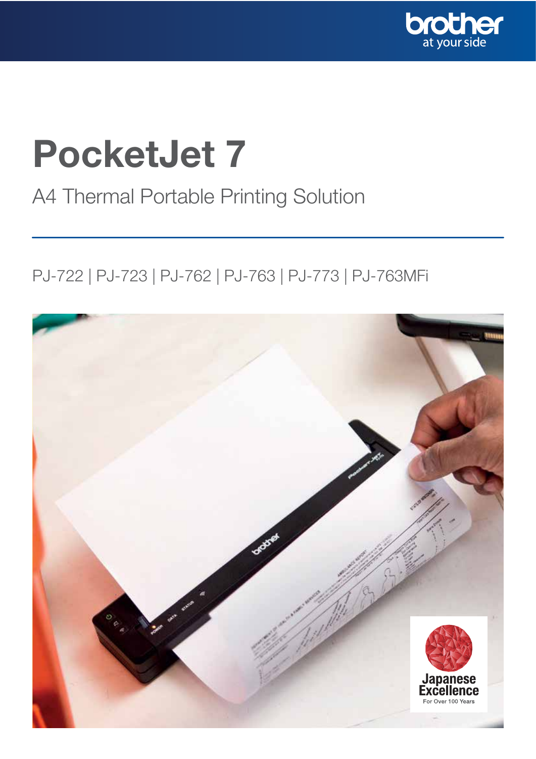brother
at your side

# PocketJet 7

## A4 Thermal Portable Printing Solution

PJ-722 | PJ-723 | PJ-762 | PJ-763 | PJ-773 | PJ-763MFi

Japanese Excellence
For Over 100 Years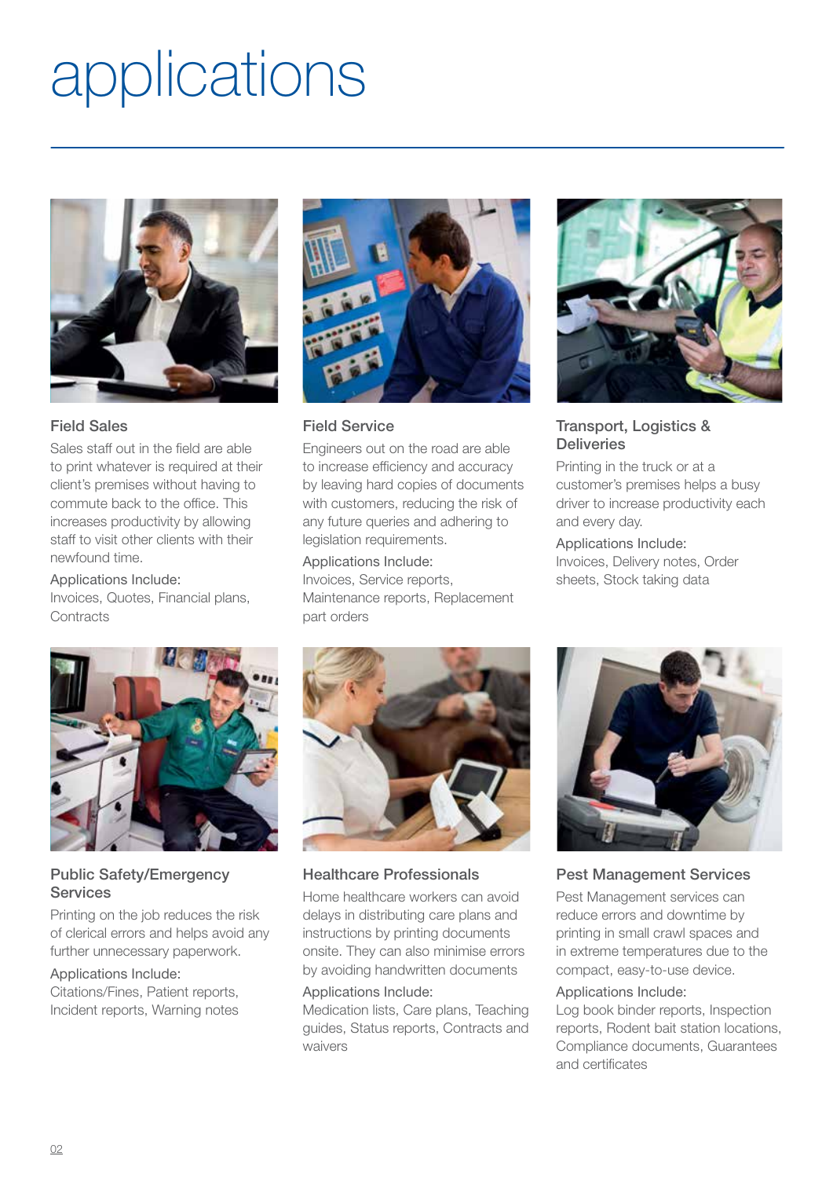# applications

## Field Sales

Sales staff out in the field are able to print whatever is required at their client's premises without having to commute back to the office. This increases productivity by allowing staff to visit other clients with their newfound time.

Applications Include:
Invoices, Quotes, Financial plans, Contracts

## Field Service

Engineers out on the road are able to increase efficiency and accuracy by leaving hard copies of documents with customers, reducing the risk of any future queries and adhering to legislation requirements.

Applications Include:
Invoices, Service reports, Maintenance reports, Replacement part orders

## Transport, Logistics & Deliveries

Printing in the truck or at a customer's premises helps a busy driver to increase productivity each and every day.

Applications Include:
Invoices, Delivery notes, Order sheets, Stock taking data

## Public Safety/Emergency Services

Printing on the job reduces the risk of clerical errors and helps avoid any further unnecessary paperwork.

Applications Include:
Citations/Fines, Patient reports, Incident reports, Warning notes

## Healthcare Professionals

Home healthcare workers can avoid delays in distributing care plans and instructions by printing documents onsite. They can also minimise errors by avoiding handwritten documents

Applications Include:
Medication lists, Care plans, Teaching guides, Status reports, Contracts and waivers

## Pest Management Services

Pest Management services can reduce errors and downtime by printing in small crawl spaces and in extreme temperatures due to the compact, easy-to-use device.

Applications Include:
Log book binder reports, Inspection reports, Rodent bait station locations, Compliance documents, Guarantees and certificates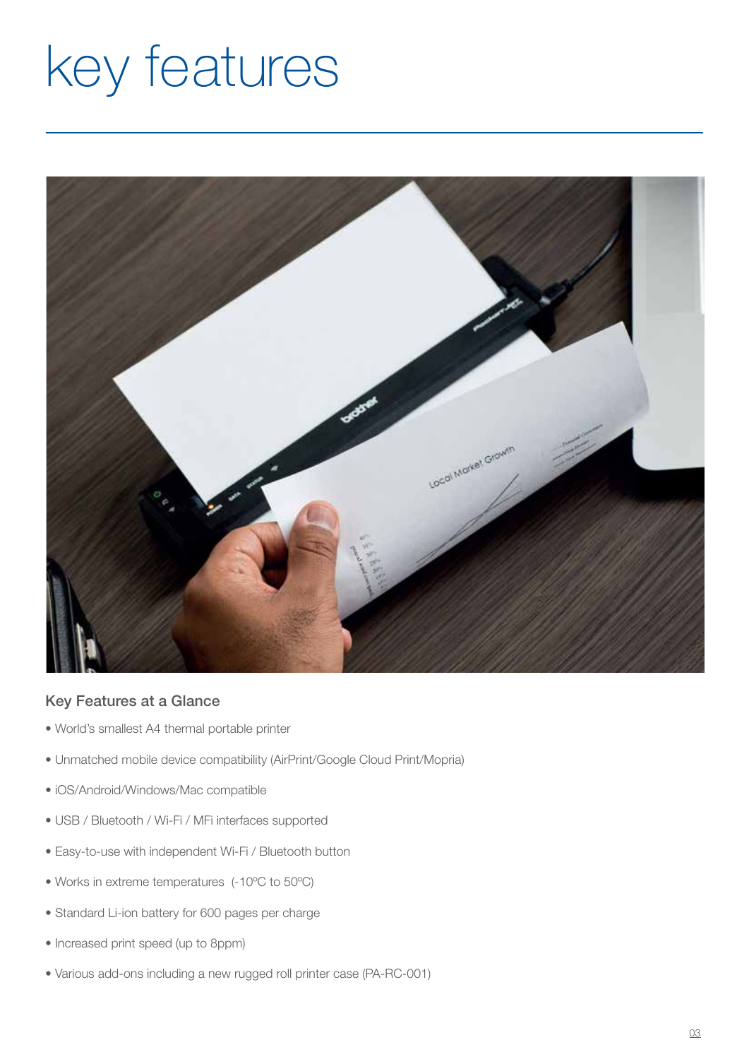# key features

## Key Features at a Glance

- World's smallest A4 thermal portable printer
- Unmatched mobile device compatibility (AirPrint/Google Cloud Print/Mopria)
- iOS/Android/Windows/Mac compatible
- USB / Bluetooth / Wi-Fi / MFi interfaces supported
- Easy-to-use with independent Wi-Fi / Bluetooth button
- Works in extreme temperatures (-10ºC to 50ºC)
- Standard Li-ion battery for 600 pages per charge
- Increased print speed (up to 8ppm)
- Various add-ons including a new rugged roll printer case (PA-RC-001)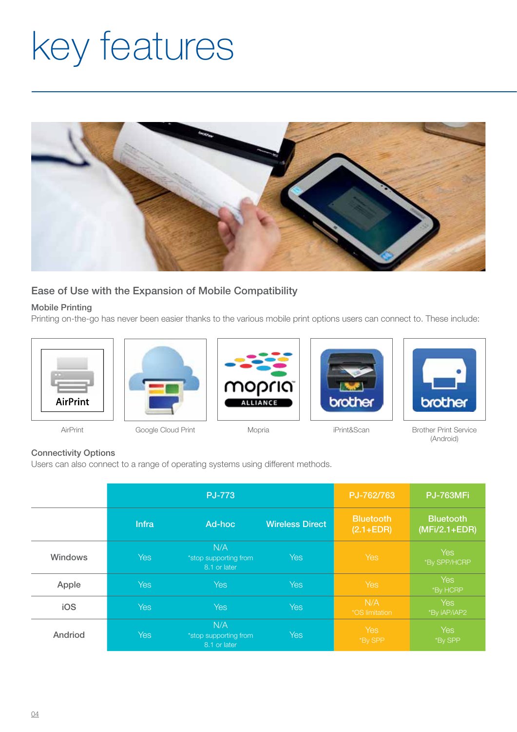# key features

## Ease of Use with the Expansion of Mobile Compatibility

### Mobile Printing

Printing on-the-go has never been easier thanks to the various mobile print options users can connect to. These include:

AirPrint

Google Cloud Print

Mopria

iPrint&Scan

Brother Print Service (Android)

### Connectivity Options

Users can also connect to a range of operating systems using different methods.

| | PJ-773 | | | PJ-762/763 | PJ-763MFi |
|---|---|---|---|---|---|
| | Infra | Ad-hoc | Wireless Direct | Bluetooth (2.1+EDR) | Bluetooth (MFi/2.1+EDR) |
| Windows | Yes | N/A *stop supporting from 8.1 or later | Yes | Yes | Yes *By SPP/HCRP |
| Apple | Yes | Yes | Yes | Yes | Yes *By HCRP |
| iOS | Yes | Yes | Yes | N/A *OS limitation | Yes *By iAP/iAP2 |
| Andriod | Yes | N/A *stop supporting from 8.1 or later | Yes | Yes *By SPP | Yes *By SPP |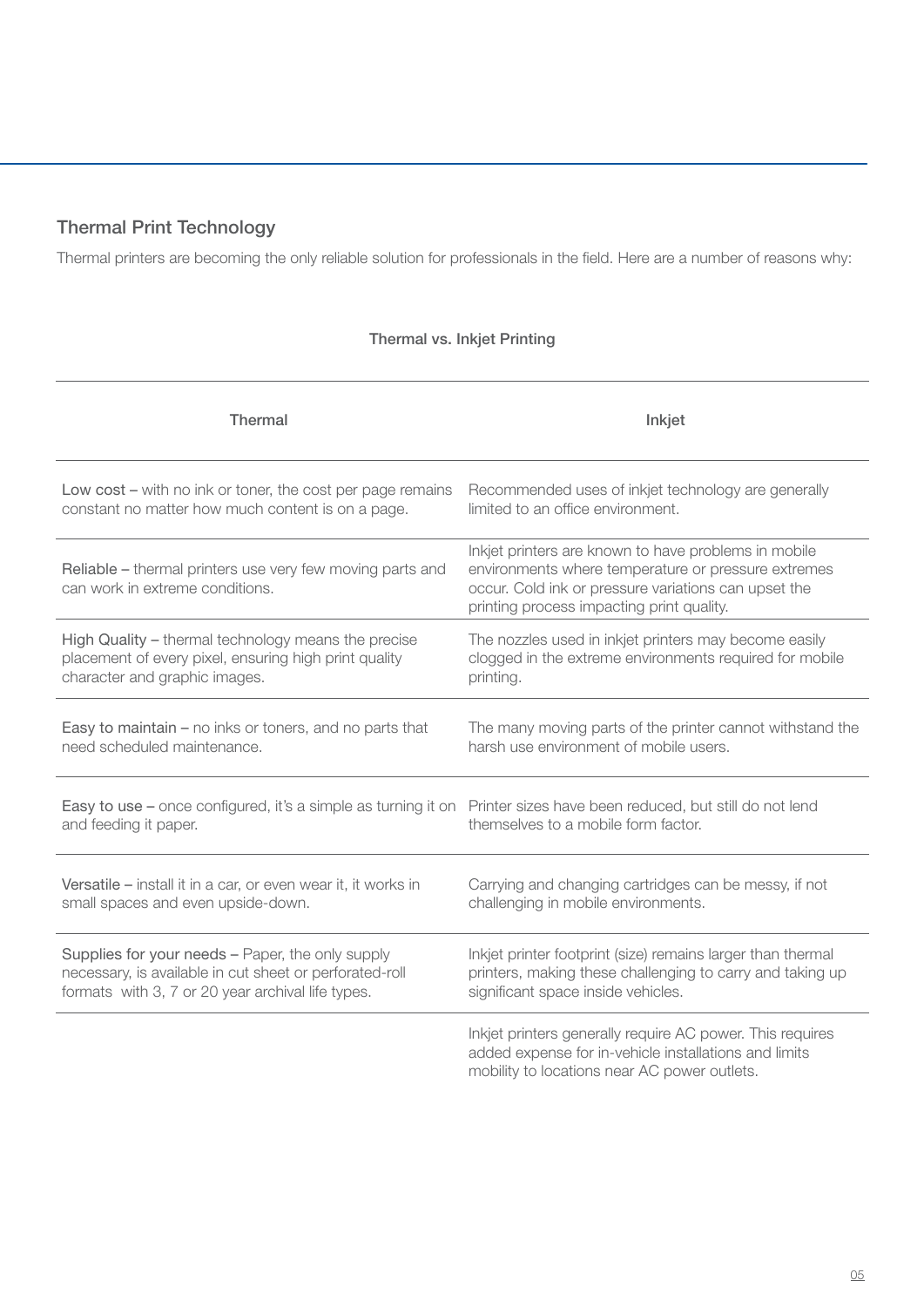## Thermal Print Technology

Thermal printers are becoming the only reliable solution for professionals in the field. Here are a number of reasons why:

**Thermal vs. Inkjet Printing**

| Thermal | Inkjet |
|---|---|
| Low cost – with no ink or toner, the cost per page remains constant no matter how much content is on a page. | Recommended uses of inkjet technology are generally limited to an office environment. |
| Reliable – thermal printers use very few moving parts and can work in extreme conditions. | Inkjet printers are known to have problems in mobile environments where temperature or pressure extremes occur. Cold ink or pressure variations can upset the printing process impacting print quality. |
| High Quality – thermal technology means the precise placement of every pixel, ensuring high print quality character and graphic images. | The nozzles used in inkjet printers may become easily clogged in the extreme environments required for mobile printing. |
| Easy to maintain – no inks or toners, and no parts that need scheduled maintenance. | The many moving parts of the printer cannot withstand the harsh use environment of mobile users. |
| Easy to use – once configured, it's a simple as turning it on and feeding it paper. | Printer sizes have been reduced, but still do not lend themselves to a mobile form factor. |
| Versatile – install it in a car, or even wear it, it works in small spaces and even upside-down. | Carrying and changing cartridges can be messy, if not challenging in mobile environments. |
| Supplies for your needs – Paper, the only supply necessary, is available in cut sheet or perforated-roll formats with 3, 7 or 20 year archival life types. | Inkjet printer footprint (size) remains larger than thermal printers, making these challenging to carry and taking up significant space inside vehicles. |
| | Inkjet printers generally require AC power. This requires added expense for in-vehicle installations and limits mobility to locations near AC power outlets. |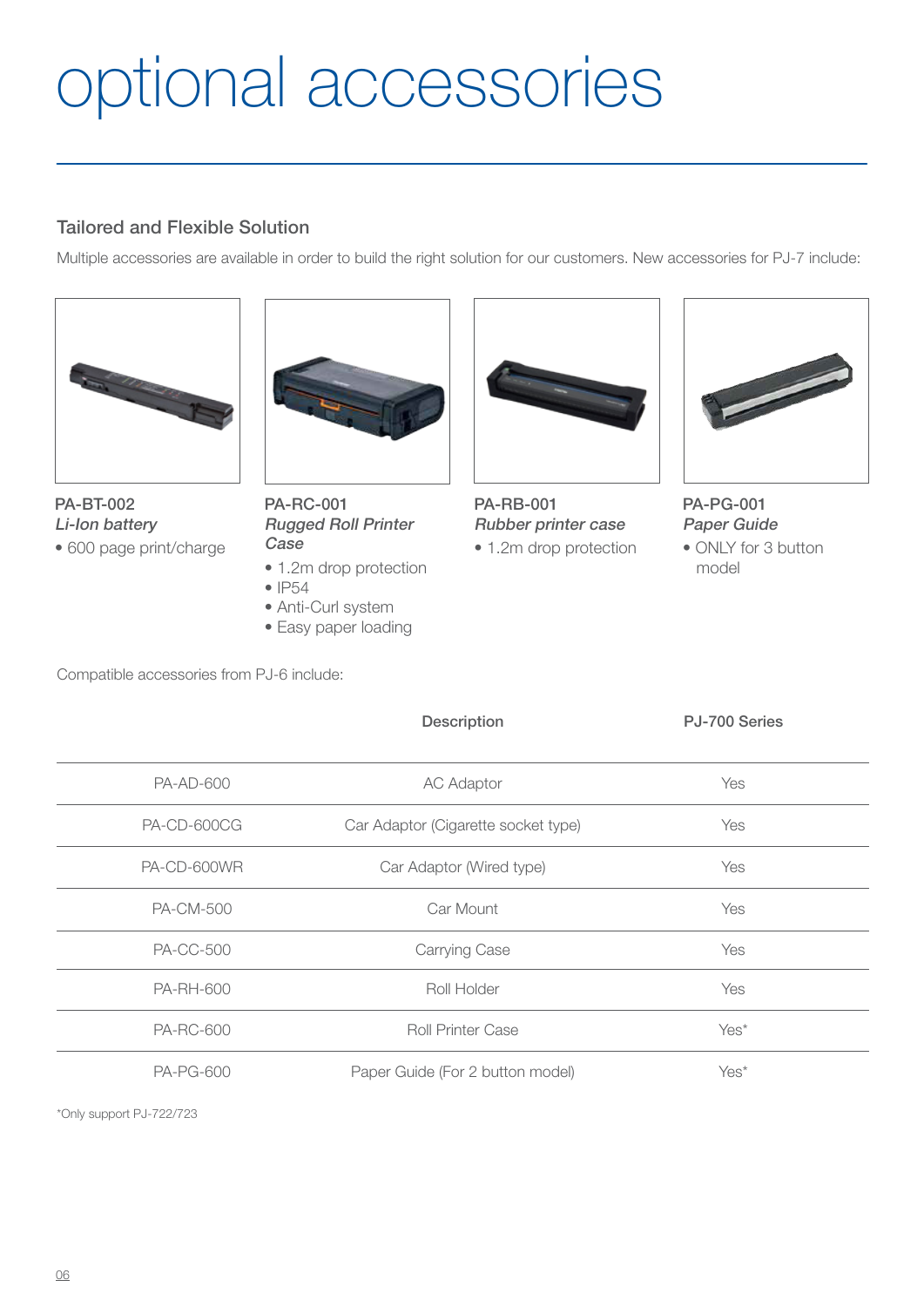# optional accessories

## Tailored and Flexible Solution

Multiple accessories are available in order to build the right solution for our customers. New accessories for PJ-7 include:

**PA-BT-002**
***Li-Ion battery***
- 600 page print/charge

**PA-RC-001**
***Rugged Roll Printer Case***
- 1.2m drop protection
- IP54
- Anti-Curl system
- Easy paper loading

**PA-RB-001**
***Rubber printer case***
- 1.2m drop protection

**PA-PG-001**
***Paper Guide***
- ONLY for 3 button model

Compatible accessories from PJ-6 include:

| | Description | PJ-700 Series |
|---|---|---|
| PA-AD-600 | AC Adaptor | Yes |
| PA-CD-600CG | Car Adaptor (Cigarette socket type) | Yes |
| PA-CD-600WR | Car Adaptor (Wired type) | Yes |
| PA-CM-500 | Car Mount | Yes |
| PA-CC-500 | Carrying Case | Yes |
| PA-RH-600 | Roll Holder | Yes |
| PA-RC-600 | Roll Printer Case | Yes* |
| PA-PG-600 | Paper Guide (For 2 button model) | Yes* |

*Only support PJ-722/723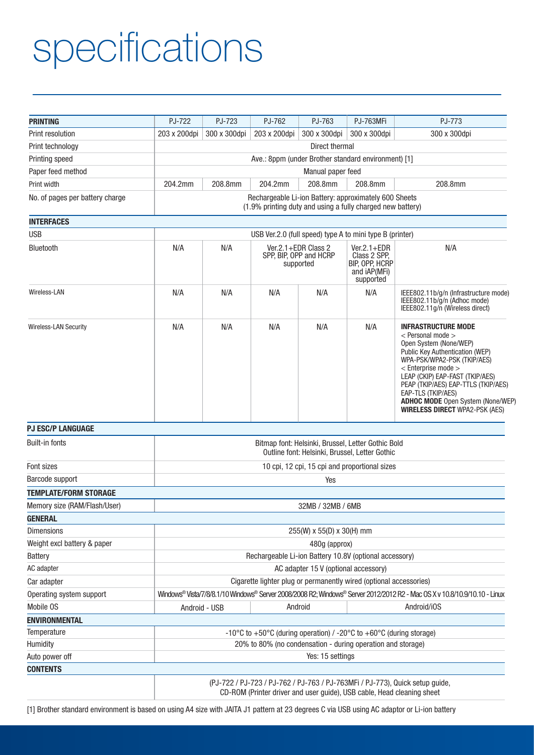# specifications

| PRINTING | PJ-722 | PJ-723 | PJ-762 | PJ-763 | PJ-763MFi | PJ-773 |
|---|---|---|---|---|---|---|
| Print resolution | 203 x 200dpi | 300 x 300dpi | 203 x 200dpi | 300 x 300dpi | 300 x 300dpi | 300 x 300dpi |
| Print technology | Direct thermal | | | | | |
| Printing speed | Ave.: 8ppm (under Brother standard environment) [1] | | | | | |
| Paper feed method | Manual paper feed | | | | | |
| Print width | 204.2mm | 208.8mm | 204.2mm | 208.8mm | 208.8mm | 208.8mm |
| No. of pages per battery charge | Rechargeable Li-ion Battery: approximately 600 Sheets (1.9% printing duty and using a fully charged new battery) | | | | | |
| **INTERFACES** | | | | | | |
| USB | USB Ver.2.0 (full speed) type A to mini type B (printer) | | | | | |
| Bluetooth | N/A | N/A | Ver.2.1+EDR Class 2 SPP, BIP, OPP and HCRP supported | | Ver.2.1+EDR Class 2 SPP, BIP, OPP, HCRP and iAP(MFi) supported | N/A |
| Wireless-LAN | N/A | N/A | N/A | N/A | N/A | IEEE802.11b/g/n (Infrastructure mode) IEEE802.11b/g/n (Adhoc mode) IEEE802.11g/n (Wireless direct) |
| Wireless-LAN Security | N/A | N/A | N/A | N/A | N/A | **INFRASTRUCTURE MODE** < Personal mode > Open System (None/WEP) Public Key Authentication (WEP) WPA-PSK/WPA2-PSK (TKIP/AES) < Enterprise mode > LEAP (CKIP) EAP-FAST (TKIP/AES) PEAP (TKIP/AES) EAP-TTLS (TKIP/AES) EAP-TLS (TKIP/AES) **ADHOC MODE** Open System (None/WEP) **WIRELESS DIRECT** WPA2-PSK (AES) |
| **PJ ESC/P LANGUAGE** | | | | | | |
| Built-in fonts | Bitmap font: Helsinki, Brussel, Letter Gothic Bold Outline font: Helsinki, Brussel, Letter Gothic | | | | | |
| Font sizes | 10 cpi, 12 cpi, 15 cpi and proportional sizes | | | | | |
| Barcode support | Yes | | | | | |
| **TEMPLATE/FORM STORAGE** | | | | | | |
| Memory size (RAM/Flash/User) | 32MB / 32MB / 6MB | | | | | |
| **GENERAL** | | | | | | |
| Dimensions | 255(W) x 55(D) x 30(H) mm | | | | | |
| Weight excl battery & paper | 480g (approx) | | | | | |
| Battery | Rechargeable Li-ion Battery 10.8V (optional accessory) | | | | | |
| AC adapter | AC adapter 15 V (optional accessory) | | | | | |
| Car adapter | Cigarette lighter plug or permanently wired (optional accessories) | | | | | |
| Operating system support | Windows® Vista/7/8/8.1/10 Windows® Server 2008/2008 R2; Windows® Server 2012/2012 R2 - Mac OS X v 10.8/10.9/10.10 - Linux | | | | | |
| Mobile OS | Android - USB | | Android | | Android/iOS | |
| **ENVIRONMENTAL** | | | | | | |
| Temperature | -10°C to +50°C (during operation) / -20°C to +60°C (during storage) | | | | | |
| Humidity | 20% to 80% (no condensation - during operation and storage) | | | | | |
| Auto power off | Yes: 15 settings | | | | | |
| **CONTENTS** | | | | | | |
| | (PJ-722 / PJ-723 / PJ-762 / PJ-763 / PJ-763MFi / PJ-773), Quick setup guide, CD-ROM (Printer driver and user guide), USB cable, Head cleaning sheet | | | | | |

[1] Brother standard environment is based on using A4 size with JAITA J1 pattern at 23 degrees C via USB using AC adaptor or Li-ion battery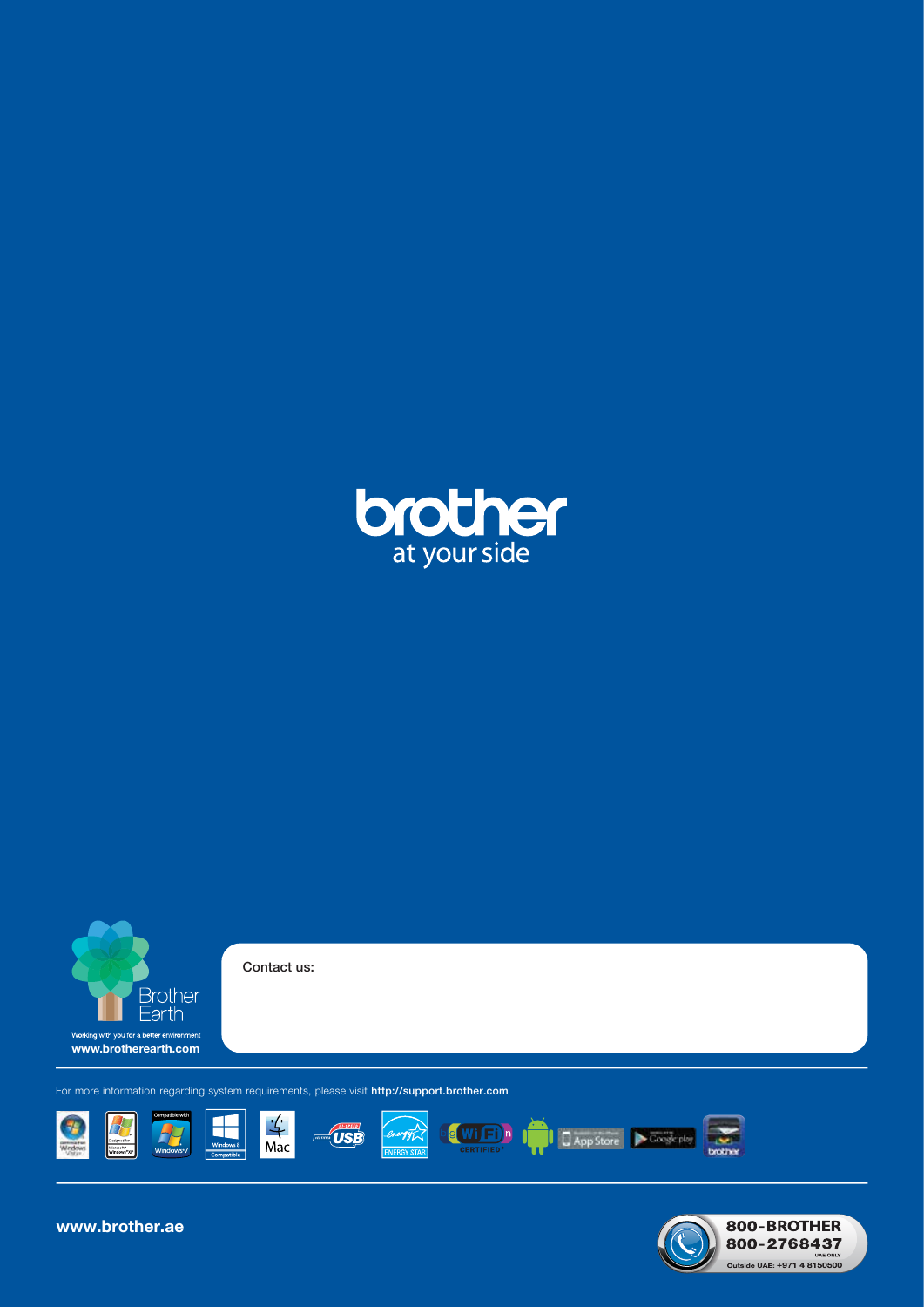brother
at your side

Brother Earth

Working with you for a better environment

www.brotherearth.com

Contact us:

For more information regarding system requirements, please visit **http://support.brother.com**

**www.brother.ae**

**800-BROTHER**
**800-2768437**
UAE ONLY
Outside UAE: +971 4 8150500